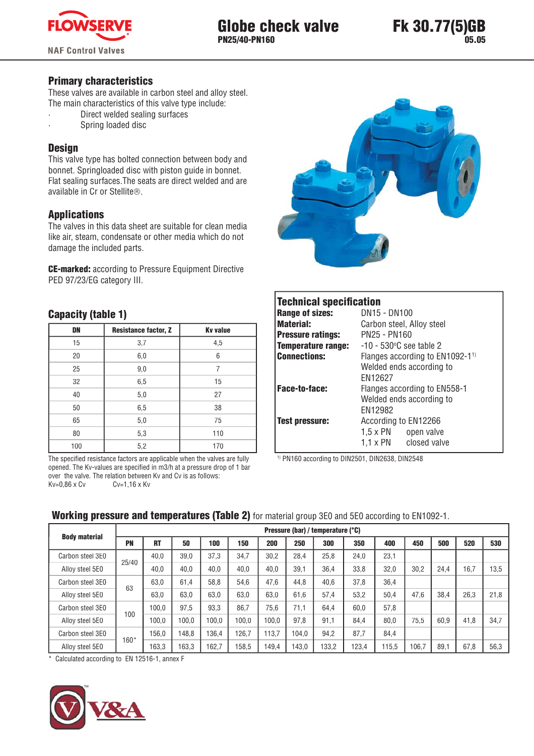# Globe check valve

**PN25/40-PN160**

**Fk 30.77(5)GB**
**05.05**

NAF Control Valves

## Primary characteristics

These valves are available in carbon steel and alloy steel.
The main characteristics of this valve type include:

- Direct welded sealing surfaces
- Spring loaded disc

## Design

This valve type has bolted connection between body and bonnet. Springloaded disc with piston guide in bonnet. Flat sealing surfaces.The seats are direct welded and are available in Cr or Stellite®.

## Applications

The valves in this data sheet are suitable for clean media like air, steam, condensate or other media which do not damage the included parts.

**CE-marked:** according to Pressure Equipment Directive PED 97/23/EG category III.

## Capacity (table 1)

| DN | Resistance factor, Z | Kv value |
|---|---|---|
| 15 | 3,7 | 4,5 |
| 20 | 6,0 | 6 |
| 25 | 9,0 | 7 |
| 32 | 6,5 | 15 |
| 40 | 5,0 | 27 |
| 50 | 6,5 | 38 |
| 65 | 5,0 | 75 |
| 80 | 5,3 | 110 |
| 100 | 5,2 | 170 |

The specified resistance factors are applicable when the valves are fully opened. The Kv-values are specified in m3/h at a pressure drop of 1 bar over the valve. The relation between Kv and Cv is as follows:
Kv=0,86 x Cv    Cv=1,16 x Kv

## Technical specification

| | |
|---|---|
| **Range of sizes:** | DN15 - DN100 |
| **Material:** | Carbon steel, Alloy steel |
| **Pressure ratings:** | PN25 - PN160 |
| **Temperature range:** | -10 - 530°C see table 2 |
| **Connections:** | Flanges according to EN1092-1[1)]<br>Welded ends according to EN12627 |
| **Face-to-face:** | Flanges according to EN558-1<br>Welded ends according to EN12982 |
| **Test pressure:** | According to EN12266<br>1,5 x PN  open valve<br>1,1 x PN  closed valve |

[1)] PN160 according to DIN2501, DIN2638, DIN2548

## Working pressure and temperatures (Table 2) for material group 3E0 and 5E0 according to EN1092-1.

| Body material | Pressure (bar) / temperature (°C) | | | | | | | | | | | | | |
|---|---|---|---|---|---|---|---|---|---|---|---|---|---|---|
| | PN | RT | 50 | 100 | 150 | 200 | 250 | 300 | 350 | 400 | 450 | 500 | 520 | 530 |
| Carbon steel 3E0 | 25/40 | 40,0 | 39,0 | 37,3 | 34,7 | 30,2 | 28,4 | 25,8 | 24,0 | 23,1 | | | | |
| Alloy steel 5E0 | | 40,0 | 40,0 | 40,0 | 40,0 | 40,0 | 39,1 | 36,4 | 33,8 | 32,0 | 30,2 | 24,4 | 16,7 | 13,5 |
| Carbon steel 3E0 | 63 | 63,0 | 61,4 | 58,8 | 54,6 | 47,6 | 44,8 | 40,6 | 37,8 | 36,4 | | | | |
| Alloy steel 5E0 | | 63,0 | 63,0 | 63,0 | 63,0 | 63,0 | 61,6 | 57,4 | 53,2 | 50,4 | 47,6 | 38,4 | 26,3 | 21,8 |
| Carbon steel 3E0 | 100 | 100,0 | 97,5 | 93,3 | 86,7 | 75,6 | 71,1 | 64,4 | 60,0 | 57,8 | | | | |
| Alloy steel 5E0 | | 100,0 | 100,0 | 100,0 | 100,0 | 100,0 | 97,8 | 91,1 | 84,4 | 80,0 | 75,5 | 60,9 | 41,8 | 34,7 |
| Carbon steel 3E0 | 160* | 156,0 | 148,8 | 136,4 | 126,7 | 113,7 | 104,0 | 94,2 | 87,7 | 84,4 | | | | |
| Alloy steel 5E0 | | 163,3 | 163,3 | 162,7 | 158,5 | 149,4 | 143,0 | 133,2 | 123,4 | 115,5 | 106,7 | 89,1 | 67,8 | 56,3 |

\* Calculated according to EN 12516-1, annex F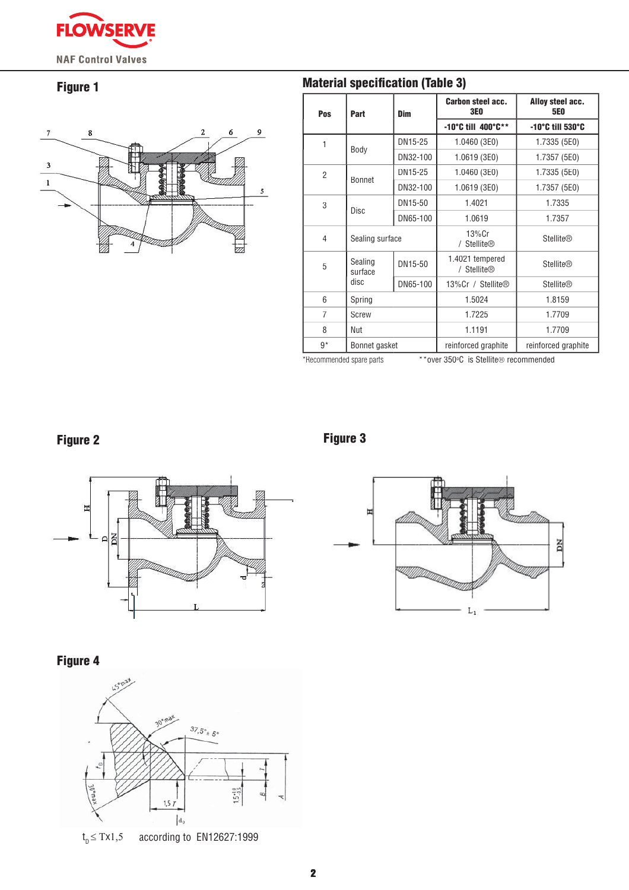## Figure 1

## Material specification (Table 3)

| Pos | Part | Dim | Carbon steel acc. 3E0 | Alloy steel acc. 5E0 |
|---|---|---|---|---|
| | | | -10°C till 400°C** | -10°C till 530°C |
| 1 | Body | DN15-25 | 1.0460 (3E0) | 1.7335 (5E0) |
| | | DN32-100 | 1.0619 (3E0) | 1.7357 (5E0) |
| 2 | Bonnet | DN15-25 | 1.0460 (3E0) | 1.7335 (5E0) |
| | | DN32-100 | 1.0619 (3E0) | 1.7357 (5E0) |
| 3 | Disc | DN15-50 | 1.4021 | 1.7335 |
| | | DN65-100 | 1.0619 | 1.7357 |
| 4 | Sealing surface | | 13%Cr / Stellite® | Stellite® |
| 5 | Sealing surface disc | DN15-50 | 1.4021 tempered / Stellite® | Stellite® |
| | | DN65-100 | 13%Cr / Stellite® | Stellite® |
| 6 | Spring | | 1.5024 | 1.8159 |
| 7 | Screw | | 1.7225 | 1.7709 |
| 8 | Nut | | 1.1191 | 1.7709 |
| 9* | Bonnet gasket | | reinforced graphite | reinforced graphite |

*Recommended spare parts **over 350°C is Stellite® recommended

## Figure 2

## Figure 3

## Figure 4

$t_D \leq T \times 1{,}5$ according to EN12627:1999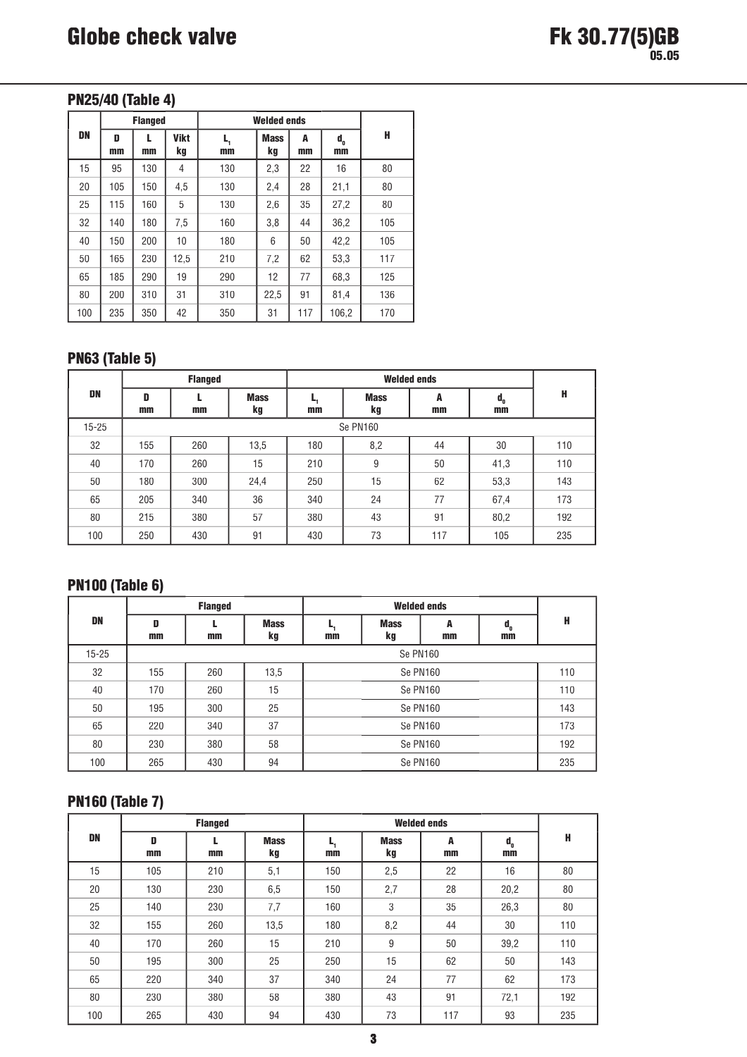## PN25/40 (Table 4)

| DN | Flanged | | | Welded ends | | | | H |
|---|---|---|---|---|---|---|---|---|
| | D mm | L mm | Vikt kg | $L_1$ mm | Mass kg | A mm | $d_0$ mm | |
| 15 | 95 | 130 | 4 | 130 | 2,3 | 22 | 16 | 80 |
| 20 | 105 | 150 | 4,5 | 130 | 2,4 | 28 | 21,1 | 80 |
| 25 | 115 | 160 | 5 | 130 | 2,6 | 35 | 27,2 | 80 |
| 32 | 140 | 180 | 7,5 | 160 | 3,8 | 44 | 36,2 | 105 |
| 40 | 150 | 200 | 10 | 180 | 6 | 50 | 42,2 | 105 |
| 50 | 165 | 230 | 12,5 | 210 | 7,2 | 62 | 53,3 | 117 |
| 65 | 185 | 290 | 19 | 290 | 12 | 77 | 68,3 | 125 |
| 80 | 200 | 310 | 31 | 310 | 22,5 | 91 | 81,4 | 136 |
| 100 | 235 | 350 | 42 | 350 | 31 | 117 | 106,2 | 170 |

## PN63 (Table 5)

| DN | Flanged | | | Welded ends | | | | H |
|---|---|---|---|---|---|---|---|---|
| | D mm | L mm | Mass kg | $L_1$ mm | Mass kg | A mm | $d_0$ mm | |
| 15-25 | Se PN160 | | | | | | | |
| 32 | 155 | 260 | 13,5 | 180 | 8,2 | 44 | 30 | 110 |
| 40 | 170 | 260 | 15 | 210 | 9 | 50 | 41,3 | 110 |
| 50 | 180 | 300 | 24,4 | 250 | 15 | 62 | 53,3 | 143 |
| 65 | 205 | 340 | 36 | 340 | 24 | 77 | 67,4 | 173 |
| 80 | 215 | 380 | 57 | 380 | 43 | 91 | 80,2 | 192 |
| 100 | 250 | 430 | 91 | 430 | 73 | 117 | 105 | 235 |

## PN100 (Table 6)

| DN | Flanged | | | Welded ends | | | | H |
|---|---|---|---|---|---|---|---|---|
| | D mm | L mm | Mass kg | $L_1$ mm | Mass kg | A mm | $d_0$ mm | |
| 15-25 | Se PN160 | | | | | | | |
| 32 | 155 | 260 | 13,5 | Se PN160 | | | | 110 |
| 40 | 170 | 260 | 15 | Se PN160 | | | | 110 |
| 50 | 195 | 300 | 25 | Se PN160 | | | | 143 |
| 65 | 220 | 340 | 37 | Se PN160 | | | | 173 |
| 80 | 230 | 380 | 58 | Se PN160 | | | | 192 |
| 100 | 265 | 430 | 94 | Se PN160 | | | | 235 |

## PN160 (Table 7)

| DN | Flanged | | | Welded ends | | | | H |
|---|---|---|---|---|---|---|---|---|
| | D mm | L mm | Mass kg | $L_1$ mm | Mass kg | A mm | $d_0$ mm | |
| 15 | 105 | 210 | 5,1 | 150 | 2,5 | 22 | 16 | 80 |
| 20 | 130 | 230 | 6,5 | 150 | 2,7 | 28 | 20,2 | 80 |
| 25 | 140 | 230 | 7,7 | 160 | 3 | 35 | 26,3 | 80 |
| 32 | 155 | 260 | 13,5 | 180 | 8,2 | 44 | 30 | 110 |
| 40 | 170 | 260 | 15 | 210 | 9 | 50 | 39,2 | 110 |
| 50 | 195 | 300 | 25 | 250 | 15 | 62 | 50 | 143 |
| 65 | 220 | 340 | 37 | 340 | 24 | 77 | 62 | 173 |
| 80 | 230 | 380 | 58 | 380 | 43 | 91 | 72,1 | 192 |
| 100 | 265 | 430 | 94 | 430 | 73 | 117 | 93 | 235 |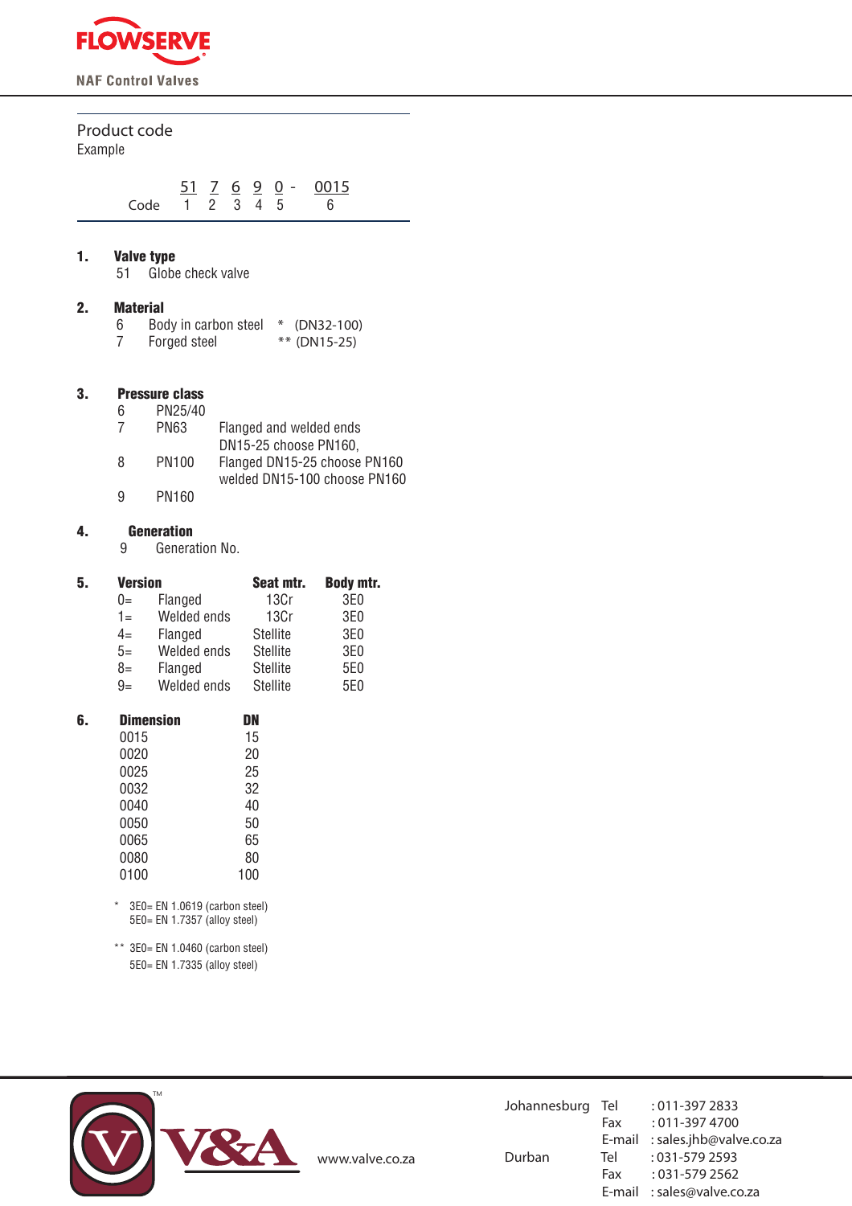## Product code

Example

| | | | | | | |
|---|---|---|---|---|---|---|
| | 51 | 7 | 6 | 9 | 0 - | 0015 |
| Code | 1 | 2 | 3 | 4 | 5 | 6 |

**1. Valve type**

51 Globe check valve

**2. Material**

6 Body in carbon steel * (DN32-100)
7 Forged steel ** (DN15-25)

**3. Pressure class**

| | | |
|---|---|---|
| 6 | PN25/40 | |
| 7 | PN63 | Flanged and welded ends DN15-25 choose PN160, |
| 8 | PN100 | Flanged DN15-25 choose PN160 welded DN15-100 choose PN160 |
| 9 | PN160 | |

**4. Generation**

9 Generation No.

**5. Version**

| Version | | Seat mtr. | Body mtr. |
|---|---|---|---|
| 0= | Flanged | 13Cr | 3E0 |
| 1= | Welded ends | 13Cr | 3E0 |
| 4= | Flanged | Stellite | 3E0 |
| 5= | Welded ends | Stellite | 3E0 |
| 8= | Flanged | Stellite | 5E0 |
| 9= | Welded ends | Stellite | 5E0 |

**6. Dimension**

| Dimension | DN |
|---|---|
| 0015 | 15 |
| 0020 | 20 |
| 0025 | 25 |
| 0032 | 32 |
| 0040 | 40 |
| 0050 | 50 |
| 0065 | 65 |
| 0080 | 80 |
| 0100 | 100 |

* 3E0= EN 1.0619 (carbon steel)
  5E0= EN 1.7357 (alloy steel)

** 3E0= EN 1.0460 (carbon steel)
   5E0= EN 1.7335 (alloy steel)

www.valve.co.za

Johannesburg Tel : 011-397 2833
Fax : 011-397 4700
E-mail : sales.jhb@valve.co.za

Durban Tel : 031-579 2593
Fax : 031-579 2562
E-mail : sales@valve.co.za